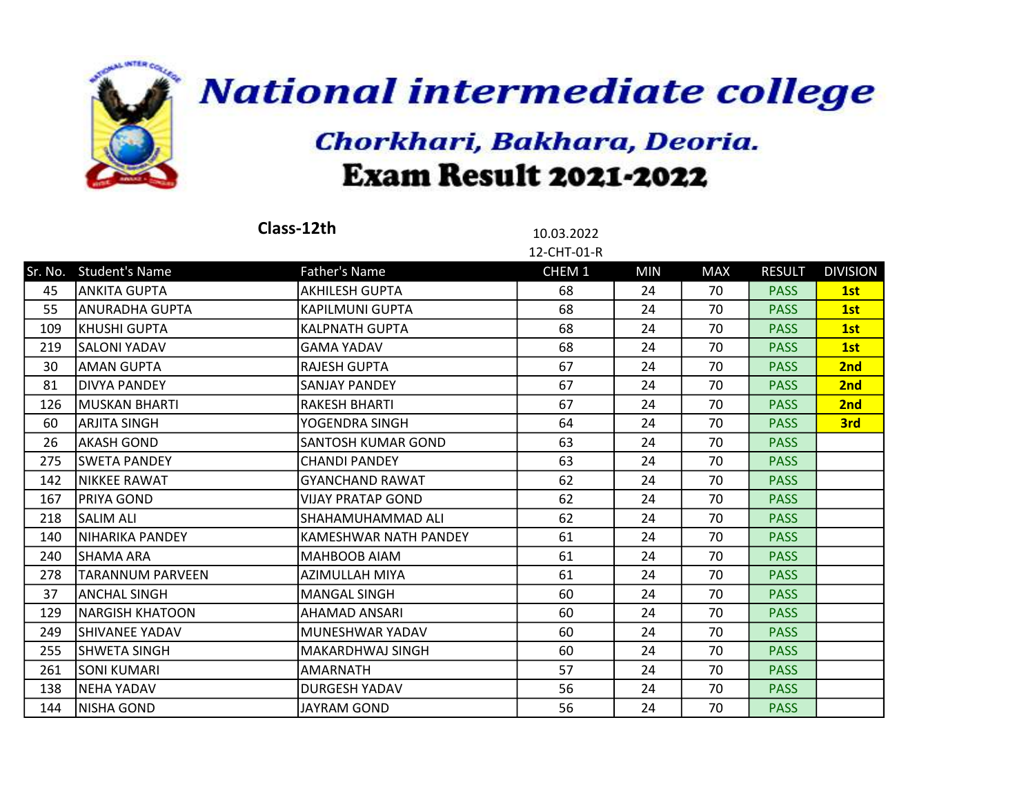# National intermediate college

## Chorkhari, Bakhara, Deoria.

## Exam Result 2021-2022

**Class-12th**

10.03.2022

12-CHT-01-R

| Sr. No. | Student's Name | Father's Name | CHEM 1 | MIN | MAX | RESULT | DIVISION |
|---|---|---|---|---|---|---|---|
| 45 | ANKITA GUPTA | AKHILESH GUPTA | 68 | 24 | 70 | PASS | **1st** |
| 55 | ANURADHA GUPTA | KAPILMUNI GUPTA | 68 | 24 | 70 | PASS | **1st** |
| 109 | KHUSHI GUPTA | KALPNATH GUPTA | 68 | 24 | 70 | PASS | **1st** |
| 219 | SALONI YADAV | GAMA YADAV | 68 | 24 | 70 | PASS | **1st** |
| 30 | AMAN GUPTA | RAJESH GUPTA | 67 | 24 | 70 | PASS | **2nd** |
| 81 | DIVYA PANDEY | SANJAY PANDEY | 67 | 24 | 70 | PASS | **2nd** |
| 126 | MUSKAN BHARTI | RAKESH BHARTI | 67 | 24 | 70 | PASS | **2nd** |
| 60 | ARJITA SINGH | YOGENDRA SINGH | 64 | 24 | 70 | PASS | **3rd** |
| 26 | AKASH GOND | SANTOSH KUMAR GOND | 63 | 24 | 70 | PASS | |
| 275 | SWETA PANDEY | CHANDI PANDEY | 63 | 24 | 70 | PASS | |
| 142 | NIKKEE RAWAT | GYANCHAND RAWAT | 62 | 24 | 70 | PASS | |
| 167 | PRIYA GOND | VIJAY PRATAP GOND | 62 | 24 | 70 | PASS | |
| 218 | SALIM ALI | SHAHAMUHAMMAD ALI | 62 | 24 | 70 | PASS | |
| 140 | NIHARIKA PANDEY | KAMESHWAR NATH PANDEY | 61 | 24 | 70 | PASS | |
| 240 | SHAMA ARA | MAHBOOB AIAM | 61 | 24 | 70 | PASS | |
| 278 | TARANNUM PARVEEN | AZIMULLAH MIYA | 61 | 24 | 70 | PASS | |
| 37 | ANCHAL SINGH | MANGAL SINGH | 60 | 24 | 70 | PASS | |
| 129 | NARGISH KHATOON | AHAMAD ANSARI | 60 | 24 | 70 | PASS | |
| 249 | SHIVANEE YADAV | MUNESHWAR YADAV | 60 | 24 | 70 | PASS | |
| 255 | SHWETA SINGH | MAKARDHWAJ SINGH | 60 | 24 | 70 | PASS | |
| 261 | SONI KUMARI | AMARNATH | 57 | 24 | 70 | PASS | |
| 138 | NEHA YADAV | DURGESH YADAV | 56 | 24 | 70 | PASS | |
| 144 | NISHA GOND | JAYRAM GOND | 56 | 24 | 70 | PASS | |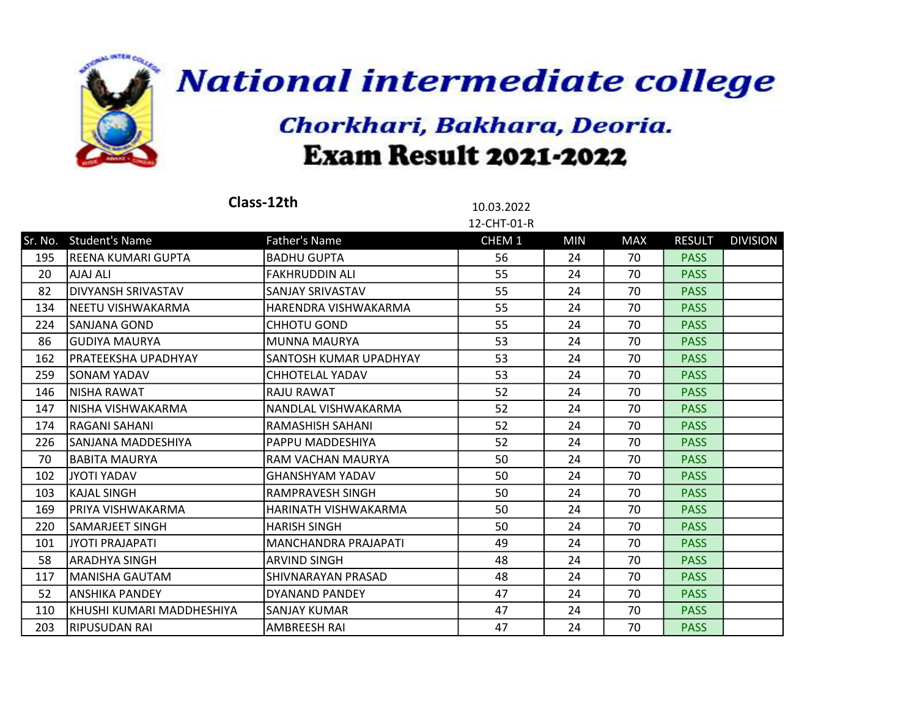# National intermediate college

## Chorkhari, Bakhara, Deoria.

## Exam Result 2021-2022

**Class-12th**

10.03.2022

12-CHT-01-R

| Sr. No. | Student's Name | Father's Name | CHEM 1 | MIN | MAX | RESULT | DIVISION |
|---|---|---|---|---|---|---|---|
| 195 | REENA KUMARI GUPTA | BADHU GUPTA | 56 | 24 | 70 | PASS | |
| 20 | AJAJ ALI | FAKHRUDDIN ALI | 55 | 24 | 70 | PASS | |
| 82 | DIVYANSH SRIVASTAV | SANJAY SRIVASTAV | 55 | 24 | 70 | PASS | |
| 134 | NEETU VISHWAKARMA | HARENDRA VISHWAKARMA | 55 | 24 | 70 | PASS | |
| 224 | SANJANA GOND | CHHOTU GOND | 55 | 24 | 70 | PASS | |
| 86 | GUDIYA MAURYA | MUNNA MAURYA | 53 | 24 | 70 | PASS | |
| 162 | PRATEEKSHA UPADHYAY | SANTOSH KUMAR UPADHYAY | 53 | 24 | 70 | PASS | |
| 259 | SONAM YADAV | CHHOTELAL YADAV | 53 | 24 | 70 | PASS | |
| 146 | NISHA RAWAT | RAJU RAWAT | 52 | 24 | 70 | PASS | |
| 147 | NISHA VISHWAKARMA | NANDLAL VISHWAKARMA | 52 | 24 | 70 | PASS | |
| 174 | RAGANI SAHANI | RAMASHISH SAHANI | 52 | 24 | 70 | PASS | |
| 226 | SANJANA MADDESHIYA | PAPPU MADDESHIYA | 52 | 24 | 70 | PASS | |
| 70 | BABITA MAURYA | RAM VACHAN MAURYA | 50 | 24 | 70 | PASS | |
| 102 | JYOTI YADAV | GHANSHYAM YADAV | 50 | 24 | 70 | PASS | |
| 103 | KAJAL SINGH | RAMPRAVESH SINGH | 50 | 24 | 70 | PASS | |
| 169 | PRIYA VISHWAKARMA | HARINATH VISHWAKARMA | 50 | 24 | 70 | PASS | |
| 220 | SAMARJEET SINGH | HARISH SINGH | 50 | 24 | 70 | PASS | |
| 101 | JYOTI PRAJAPATI | MANCHANDRA PRAJAPATI | 49 | 24 | 70 | PASS | |
| 58 | ARADHYA SINGH | ARVIND SINGH | 48 | 24 | 70 | PASS | |
| 117 | MANISHA GAUTAM | SHIVNARAYAN PRASAD | 48 | 24 | 70 | PASS | |
| 52 | ANSHIKA PANDEY | DYANAND PANDEY | 47 | 24 | 70 | PASS | |
| 110 | KHUSHI KUMARI MADDHESHIYA | SANJAY KUMAR | 47 | 24 | 70 | PASS | |
| 203 | RIPUSUDAN RAI | AMBREESH RAI | 47 | 24 | 70 | PASS | |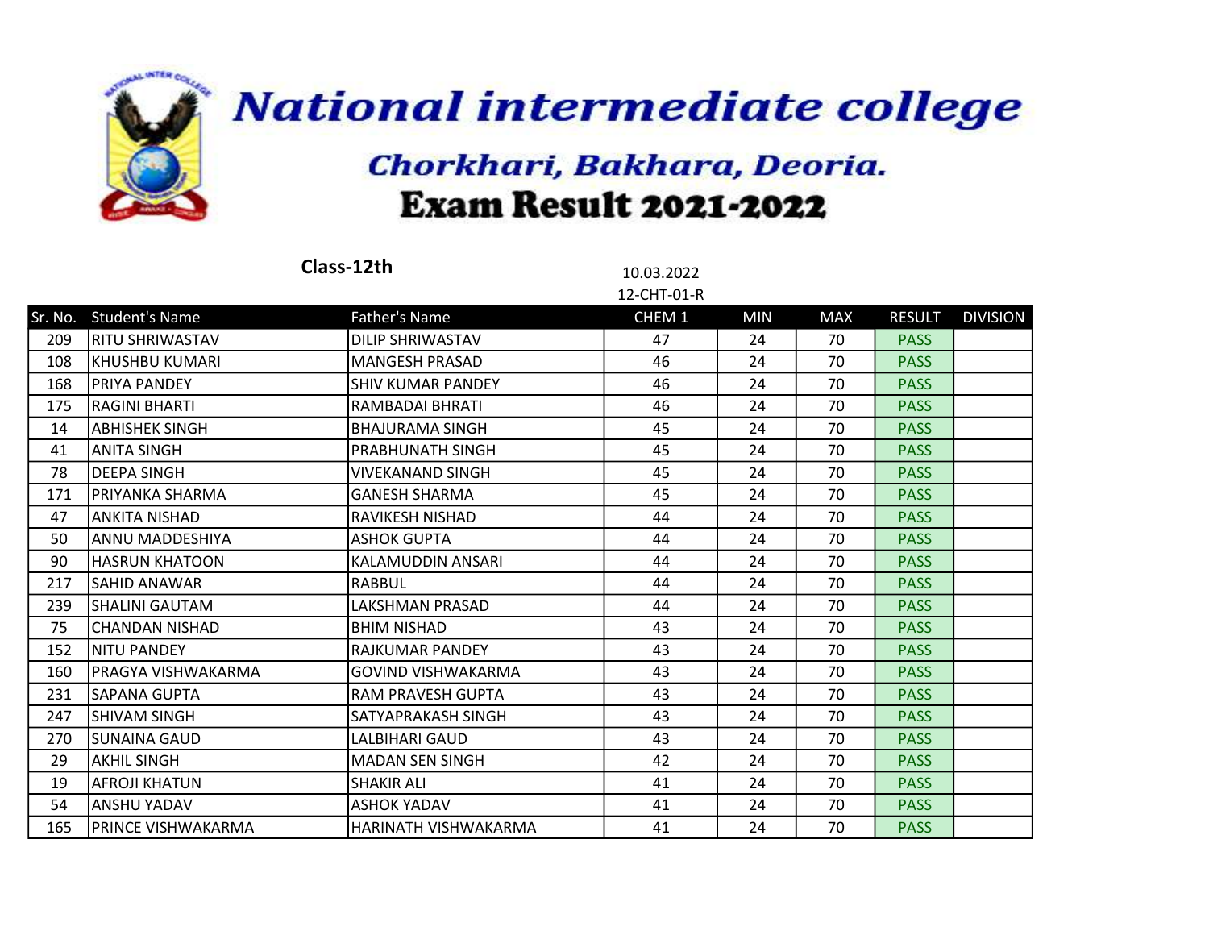# National intermediate college

## Chorkhari, Bakhara, Deoria.

## Exam Result 2021-2022

**Class-12th**

10.03.2022

12-CHT-01-R

| Sr. No. | Student's Name | Father's Name | CHEM 1 | MIN | MAX | RESULT | DIVISION |
|---|---|---|---|---|---|---|---|
| 209 | RITU SHRIWASTAV | DILIP SHRIWASTAV | 47 | 24 | 70 | PASS | |
| 108 | KHUSHBU KUMARI | MANGESH PRASAD | 46 | 24 | 70 | PASS | |
| 168 | PRIYA PANDEY | SHIV KUMAR PANDEY | 46 | 24 | 70 | PASS | |
| 175 | RAGINI BHARTI | RAMBADAI BHRATI | 46 | 24 | 70 | PASS | |
| 14 | ABHISHEK SINGH | BHAJURAMA SINGH | 45 | 24 | 70 | PASS | |
| 41 | ANITA SINGH | PRABHUNATH SINGH | 45 | 24 | 70 | PASS | |
| 78 | DEEPA SINGH | VIVEKANAND SINGH | 45 | 24 | 70 | PASS | |
| 171 | PRIYANKA SHARMA | GANESH SHARMA | 45 | 24 | 70 | PASS | |
| 47 | ANKITA NISHAD | RAVIKESH NISHAD | 44 | 24 | 70 | PASS | |
| 50 | ANNU MADDESHIYA | ASHOK GUPTA | 44 | 24 | 70 | PASS | |
| 90 | HASRUN KHATOON | KALAMUDDIN ANSARI | 44 | 24 | 70 | PASS | |
| 217 | SAHID ANAWAR | RABBUL | 44 | 24 | 70 | PASS | |
| 239 | SHALINI GAUTAM | LAKSHMAN PRASAD | 44 | 24 | 70 | PASS | |
| 75 | CHANDAN NISHAD | BHIM NISHAD | 43 | 24 | 70 | PASS | |
| 152 | NITU PANDEY | RAJKUMAR PANDEY | 43 | 24 | 70 | PASS | |
| 160 | PRAGYA VISHWAKARMA | GOVIND VISHWAKARMA | 43 | 24 | 70 | PASS | |
| 231 | SAPANA GUPTA | RAM PRAVESH GUPTA | 43 | 24 | 70 | PASS | |
| 247 | SHIVAM SINGH | SATYAPRAKASH SINGH | 43 | 24 | 70 | PASS | |
| 270 | SUNAINA GAUD | LALBIHARI GAUD | 43 | 24 | 70 | PASS | |
| 29 | AKHIL SINGH | MADAN SEN SINGH | 42 | 24 | 70 | PASS | |
| 19 | AFROJI KHATUN | SHAKIR ALI | 41 | 24 | 70 | PASS | |
| 54 | ANSHU YADAV | ASHOK YADAV | 41 | 24 | 70 | PASS | |
| 165 | PRINCE VISHWAKARMA | HARINATH VISHWAKARMA | 41 | 24 | 70 | PASS | |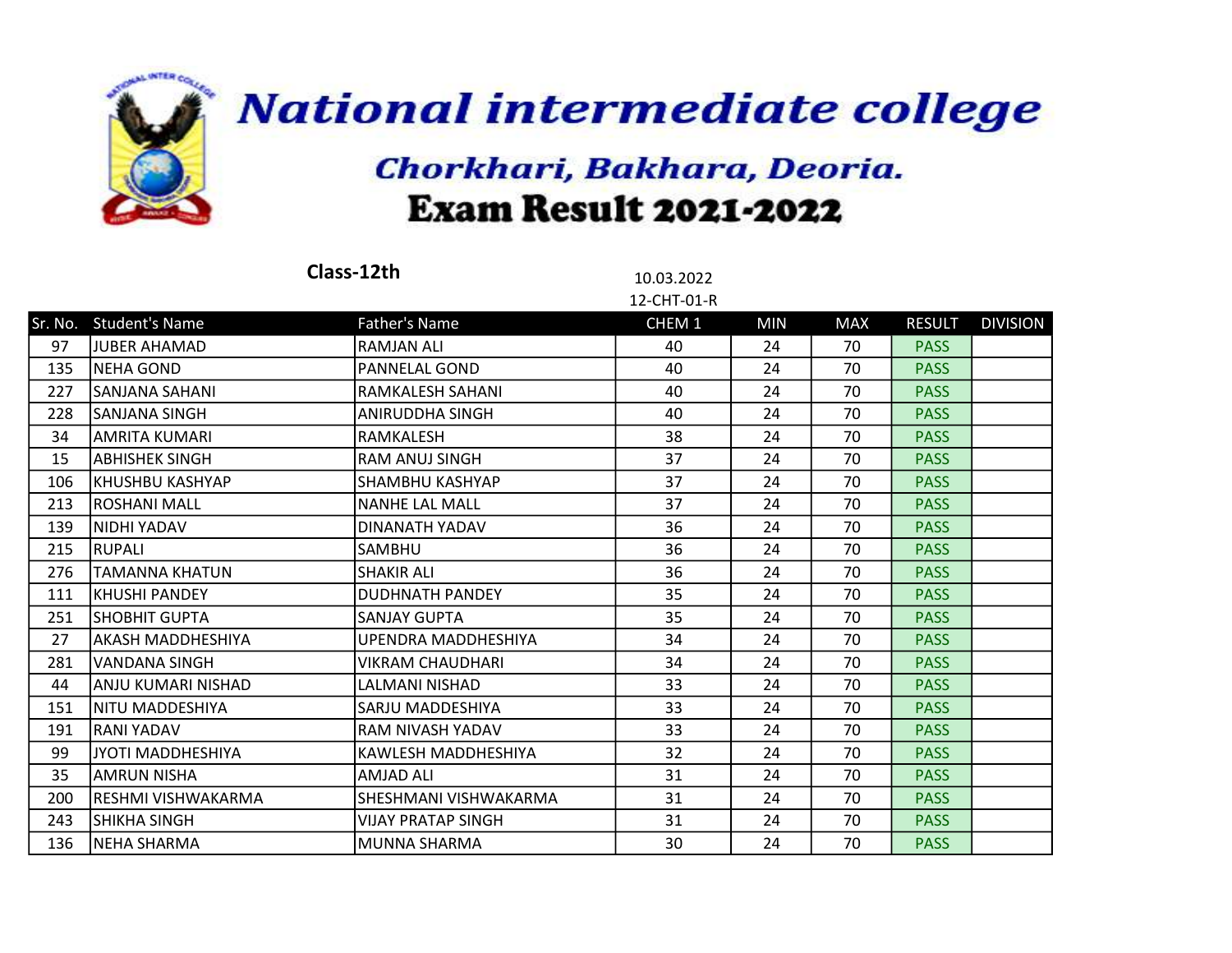# National intermediate college

## Chorkhari, Bakhara, Deoria.

## Exam Result 2021-2022

**Class-12th**

10.03.2022

12-CHT-01-R

| Sr. No. | Student's Name | Father's Name | CHEM 1 | MIN | MAX | RESULT | DIVISION |
|---|---|---|---|---|---|---|---|
| 97 | JUBER AHAMAD | RAMJAN ALI | 40 | 24 | 70 | PASS | |
| 135 | NEHA GOND | PANNELAL GOND | 40 | 24 | 70 | PASS | |
| 227 | SANJANA SAHANI | RAMKALESH SAHANI | 40 | 24 | 70 | PASS | |
| 228 | SANJANA SINGH | ANIRUDDHA SINGH | 40 | 24 | 70 | PASS | |
| 34 | AMRITA KUMARI | RAMKALESH | 38 | 24 | 70 | PASS | |
| 15 | ABHISHEK SINGH | RAM ANUJ SINGH | 37 | 24 | 70 | PASS | |
| 106 | KHUSHBU KASHYAP | SHAMBHU KASHYAP | 37 | 24 | 70 | PASS | |
| 213 | ROSHANI MALL | NANHE LAL MALL | 37 | 24 | 70 | PASS | |
| 139 | NIDHI YADAV | DINANATH YADAV | 36 | 24 | 70 | PASS | |
| 215 | RUPALI | SAMBHU | 36 | 24 | 70 | PASS | |
| 276 | TAMANNA KHATUN | SHAKIR ALI | 36 | 24 | 70 | PASS | |
| 111 | KHUSHI PANDEY | DUDHNATH PANDEY | 35 | 24 | 70 | PASS | |
| 251 | SHOBHIT GUPTA | SANJAY GUPTA | 35 | 24 | 70 | PASS | |
| 27 | AKASH MADDHESHIYA | UPENDRA MADDHESHIYA | 34 | 24 | 70 | PASS | |
| 281 | VANDANA SINGH | VIKRAM CHAUDHARI | 34 | 24 | 70 | PASS | |
| 44 | ANJU KUMARI NISHAD | LALMANI NISHAD | 33 | 24 | 70 | PASS | |
| 151 | NITU MADDESHIYA | SARJU MADDESHIYA | 33 | 24 | 70 | PASS | |
| 191 | RANI YADAV | RAM NIVASH YADAV | 33 | 24 | 70 | PASS | |
| 99 | JYOTI MADDHESHIYA | KAWLESH MADDHESHIYA | 32 | 24 | 70 | PASS | |
| 35 | AMRUN NISHA | AMJAD ALI | 31 | 24 | 70 | PASS | |
| 200 | RESHMI VISHWAKARMA | SHESHMANI VISHWAKARMA | 31 | 24 | 70 | PASS | |
| 243 | SHIKHA SINGH | VIJAY PRATAP SINGH | 31 | 24 | 70 | PASS | |
| 136 | NEHA SHARMA | MUNNA SHARMA | 30 | 24 | 70 | PASS | |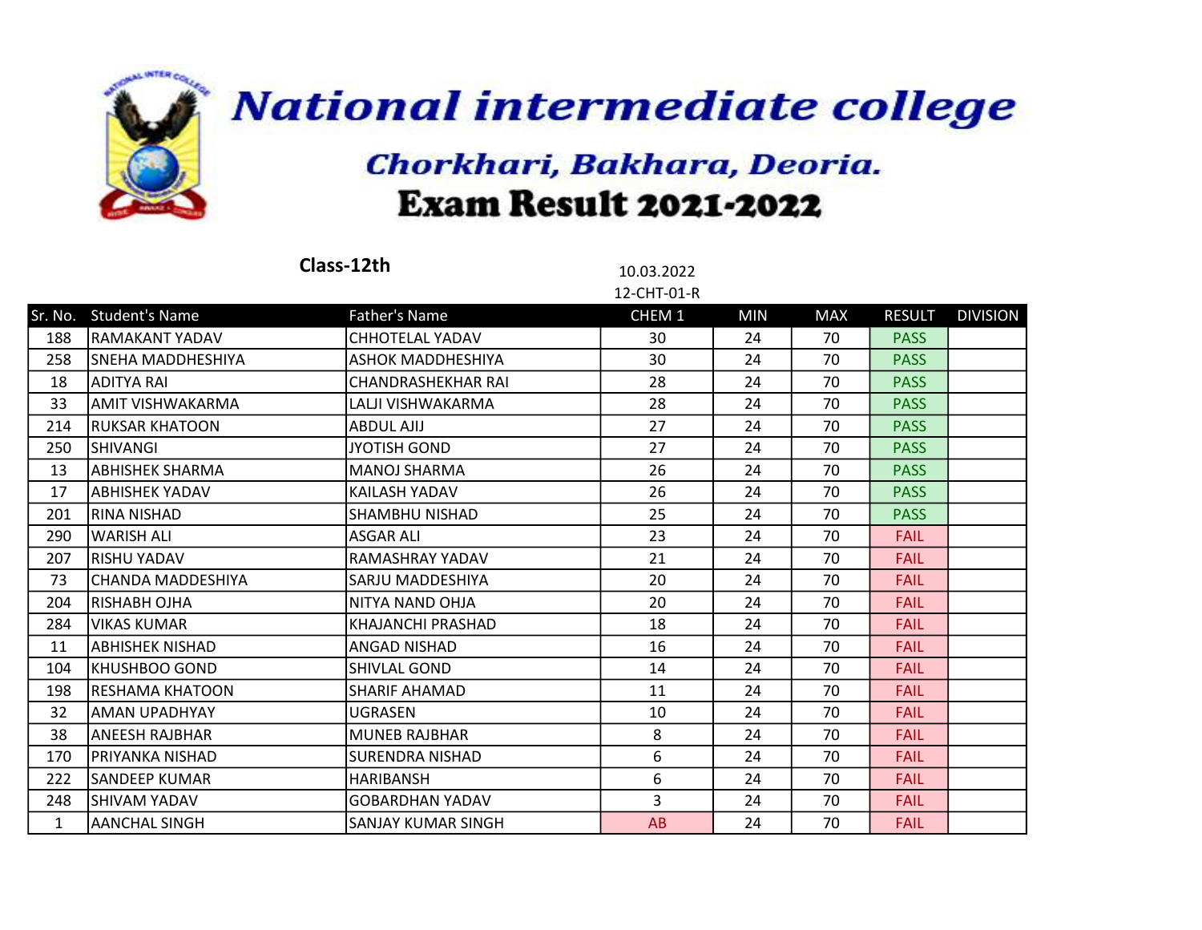# National intermediate college

## Chorkhari, Bakhara, Deoria.

## Exam Result 2021-2022

**Class-12th**

10.03.2022

12-CHT-01-R

| Sr. No. | Student's Name | Father's Name | CHEM 1 | MIN | MAX | RESULT | DIVISION |
|---|---|---|---|---|---|---|---|
| 188 | RAMAKANT YADAV | CHHOTELAL YADAV | 30 | 24 | 70 | PASS | |
| 258 | SNEHA MADDHESHIYA | ASHOK MADDHESHIYA | 30 | 24 | 70 | PASS | |
| 18 | ADITYA RAI | CHANDRASHEKHAR RAI | 28 | 24 | 70 | PASS | |
| 33 | AMIT VISHWAKARMA | LALJI VISHWAKARMA | 28 | 24 | 70 | PASS | |
| 214 | RUKSAR KHATOON | ABDUL AJIJ | 27 | 24 | 70 | PASS | |
| 250 | SHIVANGI | JYOTISH GOND | 27 | 24 | 70 | PASS | |
| 13 | ABHISHEK SHARMA | MANOJ SHARMA | 26 | 24 | 70 | PASS | |
| 17 | ABHISHEK YADAV | KAILASH YADAV | 26 | 24 | 70 | PASS | |
| 201 | RINA NISHAD | SHAMBHU NISHAD | 25 | 24 | 70 | PASS | |
| 290 | WARISH ALI | ASGAR ALI | 23 | 24 | 70 | FAIL | |
| 207 | RISHU YADAV | RAMASHRAY YADAV | 21 | 24 | 70 | FAIL | |
| 73 | CHANDA MADDESHIYA | SARJU MADDESHIYA | 20 | 24 | 70 | FAIL | |
| 204 | RISHABH OJHA | NITYA NAND OHJA | 20 | 24 | 70 | FAIL | |
| 284 | VIKAS KUMAR | KHAJANCHI PRASHAD | 18 | 24 | 70 | FAIL | |
| 11 | ABHISHEK NISHAD | ANGAD NISHAD | 16 | 24 | 70 | FAIL | |
| 104 | KHUSHBOO GOND | SHIVLAL GOND | 14 | 24 | 70 | FAIL | |
| 198 | RESHAMA KHATOON | SHARIF AHAMAD | 11 | 24 | 70 | FAIL | |
| 32 | AMAN UPADHYAY | UGRASEN | 10 | 24 | 70 | FAIL | |
| 38 | ANEESH RAJBHAR | MUNEB RAJBHAR | 8 | 24 | 70 | FAIL | |
| 170 | PRIYANKA NISHAD | SURENDRA NISHAD | 6 | 24 | 70 | FAIL | |
| 222 | SANDEEP KUMAR | HARIBANSH | 6 | 24 | 70 | FAIL | |
| 248 | SHIVAM YADAV | GOBARDHAN YADAV | 3 | 24 | 70 | FAIL | |
| 1 | AANCHAL SINGH | SANJAY KUMAR SINGH | AB | 24 | 70 | FAIL | |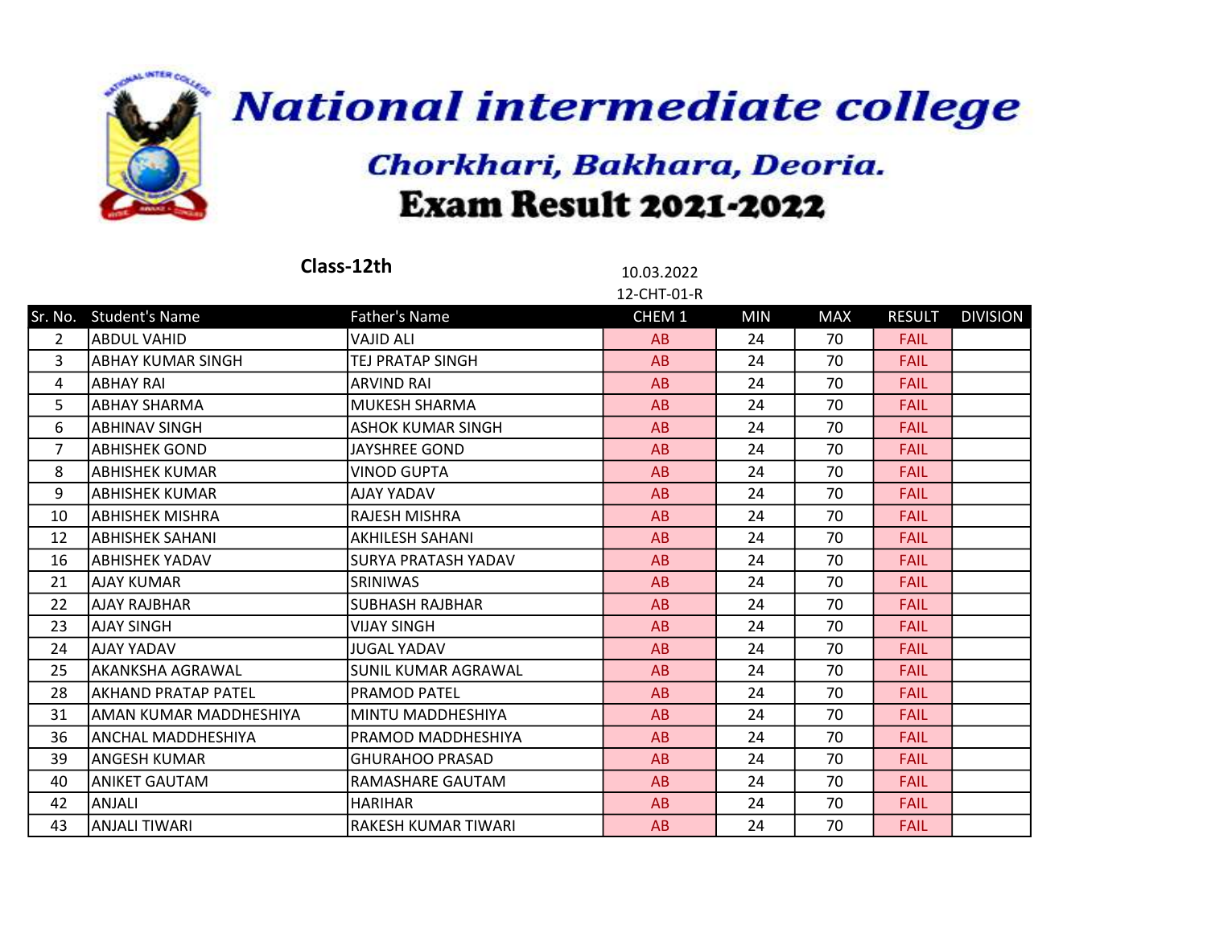# National intermediate college

## Chorkhari, Bakhara, Deoria.

## Exam Result 2021-2022

**Class-12th**

10.03.2022

12-CHT-01-R

| Sr. No. | Student's Name | Father's Name | CHEM 1 | MIN | MAX | RESULT | DIVISION |
|---|---|---|---|---|---|---|---|
| 2 | ABDUL VAHID | VAJID ALI | AB | 24 | 70 | FAIL | |
| 3 | ABHAY KUMAR SINGH | TEJ PRATAP SINGH | AB | 24 | 70 | FAIL | |
| 4 | ABHAY RAI | ARVIND RAI | AB | 24 | 70 | FAIL | |
| 5 | ABHAY SHARMA | MUKESH SHARMA | AB | 24 | 70 | FAIL | |
| 6 | ABHINAV SINGH | ASHOK KUMAR SINGH | AB | 24 | 70 | FAIL | |
| 7 | ABHISHEK GOND | JAYSHREE GOND | AB | 24 | 70 | FAIL | |
| 8 | ABHISHEK KUMAR | VINOD GUPTA | AB | 24 | 70 | FAIL | |
| 9 | ABHISHEK KUMAR | AJAY YADAV | AB | 24 | 70 | FAIL | |
| 10 | ABHISHEK MISHRA | RAJESH MISHRA | AB | 24 | 70 | FAIL | |
| 12 | ABHISHEK SAHANI | AKHILESH SAHANI | AB | 24 | 70 | FAIL | |
| 16 | ABHISHEK YADAV | SURYA PRATASH YADAV | AB | 24 | 70 | FAIL | |
| 21 | AJAY KUMAR | SRINIWAS | AB | 24 | 70 | FAIL | |
| 22 | AJAY RAJBHAR | SUBHASH RAJBHAR | AB | 24 | 70 | FAIL | |
| 23 | AJAY SINGH | VIJAY SINGH | AB | 24 | 70 | FAIL | |
| 24 | AJAY YADAV | JUGAL YADAV | AB | 24 | 70 | FAIL | |
| 25 | AKANKSHA AGRAWAL | SUNIL KUMAR AGRAWAL | AB | 24 | 70 | FAIL | |
| 28 | AKHAND PRATAP PATEL | PRAMOD PATEL | AB | 24 | 70 | FAIL | |
| 31 | AMAN KUMAR MADDHESHIYA | MINTU MADDHESHIYA | AB | 24 | 70 | FAIL | |
| 36 | ANCHAL MADDHESHIYA | PRAMOD MADDHESHIYA | AB | 24 | 70 | FAIL | |
| 39 | ANGESH KUMAR | GHURAHOO PRASAD | AB | 24 | 70 | FAIL | |
| 40 | ANIKET GAUTAM | RAMASHARE GAUTAM | AB | 24 | 70 | FAIL | |
| 42 | ANJALI | HARIHAR | AB | 24 | 70 | FAIL | |
| 43 | ANJALI TIWARI | RAKESH KUMAR TIWARI | AB | 24 | 70 | FAIL | |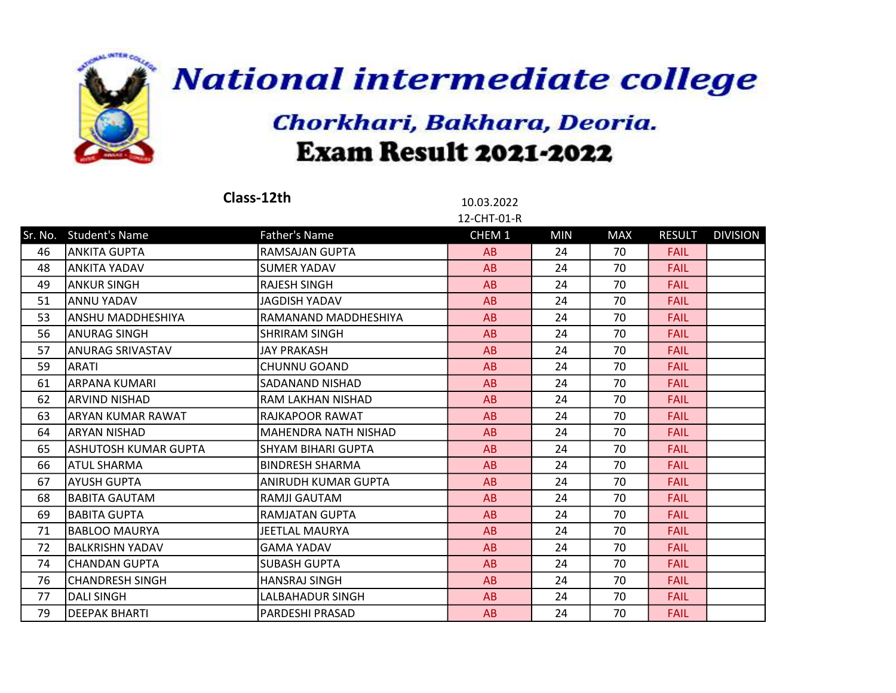# National intermediate college

## Chorkhari, Bakhara, Deoria.

## Exam Result 2021-2022

**Class-12th**

10.03.2022

12-CHT-01-R

| Sr. No. | Student's Name | Father's Name | CHEM 1 | MIN | MAX | RESULT | DIVISION |
|---|---|---|---|---|---|---|---|
| 46 | ANKITA GUPTA | RAMSAJAN GUPTA | AB | 24 | 70 | FAIL | |
| 48 | ANKITA YADAV | SUMER YADAV | AB | 24 | 70 | FAIL | |
| 49 | ANKUR SINGH | RAJESH SINGH | AB | 24 | 70 | FAIL | |
| 51 | ANNU YADAV | JAGDISH YADAV | AB | 24 | 70 | FAIL | |
| 53 | ANSHU MADDHESHIYA | RAMANAND MADDHESHIYA | AB | 24 | 70 | FAIL | |
| 56 | ANURAG SINGH | SHRIRAM SINGH | AB | 24 | 70 | FAIL | |
| 57 | ANURAG SRIVASTAV | JAY PRAKASH | AB | 24 | 70 | FAIL | |
| 59 | ARATI | CHUNNU GOAND | AB | 24 | 70 | FAIL | |
| 61 | ARPANA KUMARI | SADANAND NISHAD | AB | 24 | 70 | FAIL | |
| 62 | ARVIND NISHAD | RAM LAKHAN NISHAD | AB | 24 | 70 | FAIL | |
| 63 | ARYAN KUMAR RAWAT | RAJKAPOOR RAWAT | AB | 24 | 70 | FAIL | |
| 64 | ARYAN NISHAD | MAHENDRA NATH NISHAD | AB | 24 | 70 | FAIL | |
| 65 | ASHUTOSH KUMAR GUPTA | SHYAM BIHARI GUPTA | AB | 24 | 70 | FAIL | |
| 66 | ATUL SHARMA | BINDRESH SHARMA | AB | 24 | 70 | FAIL | |
| 67 | AYUSH GUPTA | ANIRUDH KUMAR GUPTA | AB | 24 | 70 | FAIL | |
| 68 | BABITA GAUTAM | RAMJI GAUTAM | AB | 24 | 70 | FAIL | |
| 69 | BABITA GUPTA | RAMJATAN GUPTA | AB | 24 | 70 | FAIL | |
| 71 | BABLOO MAURYA | JEETLAL MAURYA | AB | 24 | 70 | FAIL | |
| 72 | BALKRISHN YADAV | GAMA YADAV | AB | 24 | 70 | FAIL | |
| 74 | CHANDAN GUPTA | SUBASH GUPTA | AB | 24 | 70 | FAIL | |
| 76 | CHANDRESH SINGH | HANSRAJ SINGH | AB | 24 | 70 | FAIL | |
| 77 | DALI SINGH | LALBAHADUR SINGH | AB | 24 | 70 | FAIL | |
| 79 | DEEPAK BHARTI | PARDESHI PRASAD | AB | 24 | 70 | FAIL | |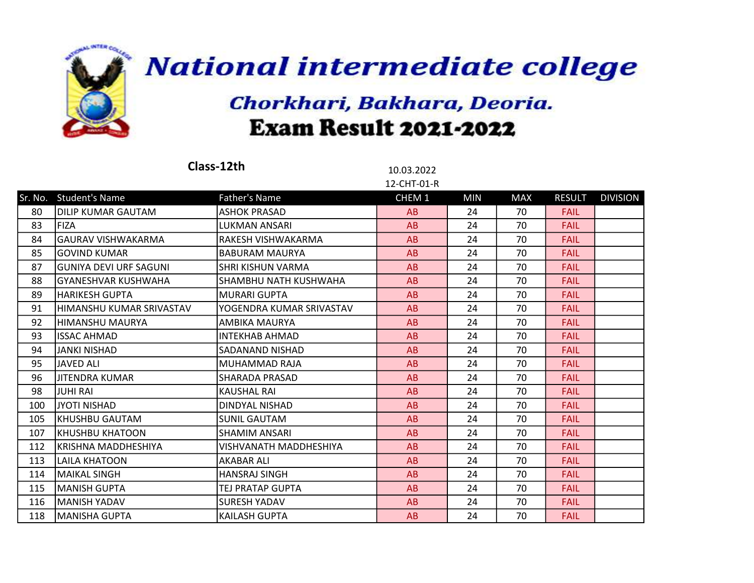# National intermediate college

## Chorkhari, Bakhara, Deoria.

## Exam Result 2021-2022

**Class-12th**

10.03.2022

12-CHT-01-R

| Sr. No. | Student's Name | Father's Name | CHEM 1 | MIN | MAX | RESULT | DIVISION |
|---|---|---|---|---|---|---|---|
| 80 | DILIP KUMAR GAUTAM | ASHOK PRASAD | AB | 24 | 70 | FAIL | |
| 83 | FIZA | LUKMAN ANSARI | AB | 24 | 70 | FAIL | |
| 84 | GAURAV VISHWAKARMA | RAKESH VISHWAKARMA | AB | 24 | 70 | FAIL | |
| 85 | GOVIND KUMAR | BABURAM MAURYA | AB | 24 | 70 | FAIL | |
| 87 | GUNIYA DEVI URF SAGUNI | SHRI KISHUN VARMA | AB | 24 | 70 | FAIL | |
| 88 | GYANESHVAR KUSHWAHA | SHAMBHU NATH KUSHWAHA | AB | 24 | 70 | FAIL | |
| 89 | HARIKESH GUPTA | MURARI GUPTA | AB | 24 | 70 | FAIL | |
| 91 | HIMANSHU KUMAR SRIVASTAV | YOGENDRA KUMAR SRIVASTAV | AB | 24 | 70 | FAIL | |
| 92 | HIMANSHU MAURYA | AMBIKA MAURYA | AB | 24 | 70 | FAIL | |
| 93 | ISSAC AHMAD | INTEKHAB AHMAD | AB | 24 | 70 | FAIL | |
| 94 | JANKI NISHAD | SADANAND NISHAD | AB | 24 | 70 | FAIL | |
| 95 | JAVED ALI | MUHAMMAD RAJA | AB | 24 | 70 | FAIL | |
| 96 | JITENDRA KUMAR | SHARADA PRASAD | AB | 24 | 70 | FAIL | |
| 98 | JUHI RAI | KAUSHAL RAI | AB | 24 | 70 | FAIL | |
| 100 | JYOTI NISHAD | DINDYAL NISHAD | AB | 24 | 70 | FAIL | |
| 105 | KHUSHBU GAUTAM | SUNIL GAUTAM | AB | 24 | 70 | FAIL | |
| 107 | KHUSHBU KHATOON | SHAMIM ANSARI | AB | 24 | 70 | FAIL | |
| 112 | KRISHNA MADDHESHIYA | VISHVANATH MADDHESHIYA | AB | 24 | 70 | FAIL | |
| 113 | LAILA KHATOON | AKABAR ALI | AB | 24 | 70 | FAIL | |
| 114 | MAIKAL SINGH | HANSRAJ SINGH | AB | 24 | 70 | FAIL | |
| 115 | MANISH GUPTA | TEJ PRATAP GUPTA | AB | 24 | 70 | FAIL | |
| 116 | MANISH YADAV | SURESH YADAV | AB | 24 | 70 | FAIL | |
| 118 | MANISHA GUPTA | KAILASH GUPTA | AB | 24 | 70 | FAIL | |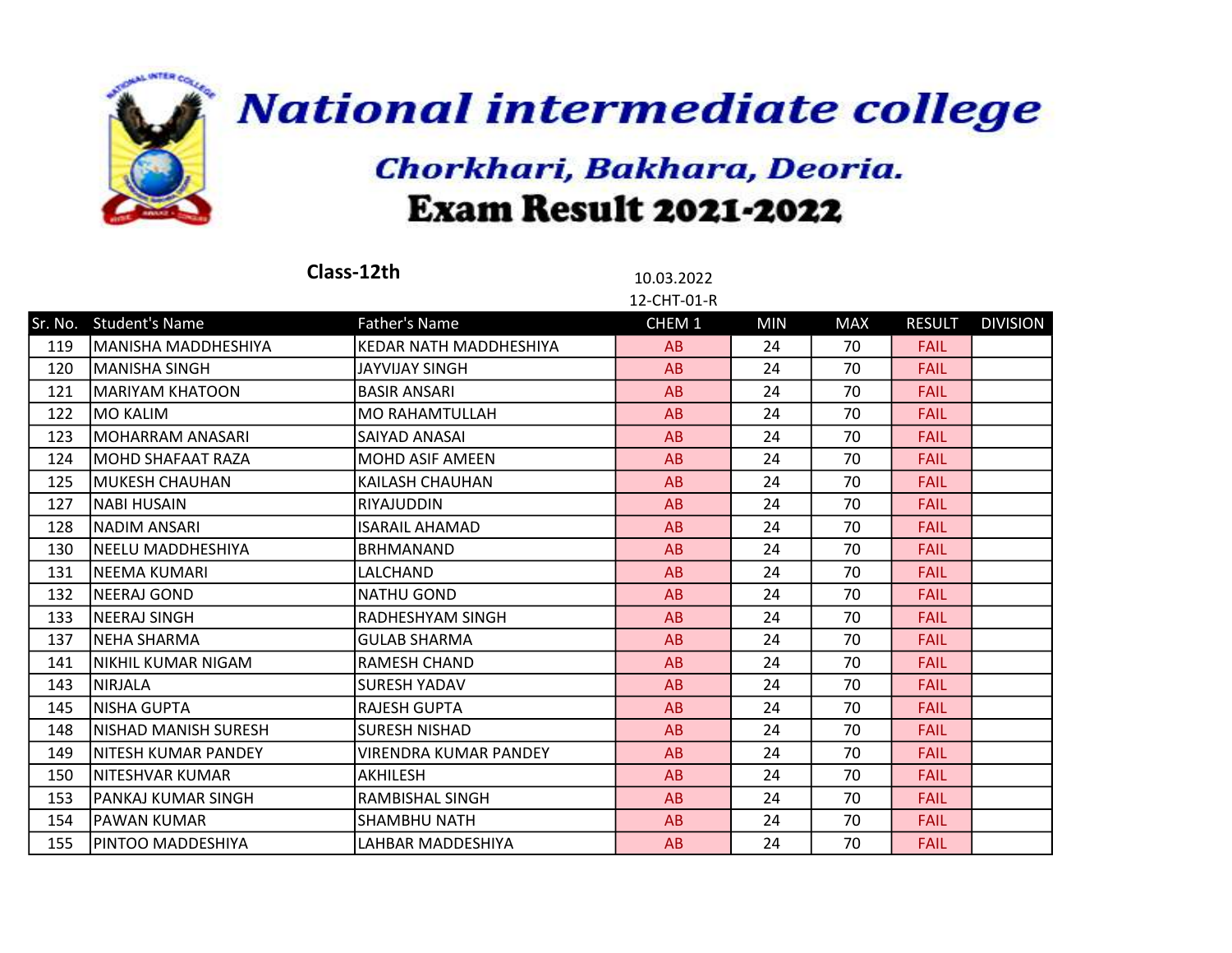# National intermediate college

## Chorkhari, Bakhara, Deoria.

## Exam Result 2021-2022

**Class-12th**

10.03.2022

12-CHT-01-R

| Sr. No. | Student's Name | Father's Name | CHEM 1 | MIN | MAX | RESULT | DIVISION |
|---|---|---|---|---|---|---|---|
| 119 | MANISHA MADDHESHIYA | KEDAR NATH MADDHESHIYA | AB | 24 | 70 | FAIL | |
| 120 | MANISHA SINGH | JAYVIJAY SINGH | AB | 24 | 70 | FAIL | |
| 121 | MARIYAM KHATOON | BASIR ANSARI | AB | 24 | 70 | FAIL | |
| 122 | MO KALIM | MO RAHAMTULLAH | AB | 24 | 70 | FAIL | |
| 123 | MOHARRAM ANASARI | SAIYAD ANASAI | AB | 24 | 70 | FAIL | |
| 124 | MOHD SHAFAAT RAZA | MOHD ASIF AMEEN | AB | 24 | 70 | FAIL | |
| 125 | MUKESH CHAUHAN | KAILASH CHAUHAN | AB | 24 | 70 | FAIL | |
| 127 | NABI HUSAIN | RIYAJUDDIN | AB | 24 | 70 | FAIL | |
| 128 | NADIM ANSARI | ISARAIL AHAMAD | AB | 24 | 70 | FAIL | |
| 130 | NEELU MADDHESHIYA | BRHMANAND | AB | 24 | 70 | FAIL | |
| 131 | NEEMA KUMARI | LALCHAND | AB | 24 | 70 | FAIL | |
| 132 | NEERAJ GOND | NATHU GOND | AB | 24 | 70 | FAIL | |
| 133 | NEERAJ SINGH | RADHESHYAM SINGH | AB | 24 | 70 | FAIL | |
| 137 | NEHA SHARMA | GULAB SHARMA | AB | 24 | 70 | FAIL | |
| 141 | NIKHIL KUMAR NIGAM | RAMESH CHAND | AB | 24 | 70 | FAIL | |
| 143 | NIRJALA | SURESH YADAV | AB | 24 | 70 | FAIL | |
| 145 | NISHA GUPTA | RAJESH GUPTA | AB | 24 | 70 | FAIL | |
| 148 | NISHAD MANISH SURESH | SURESH NISHAD | AB | 24 | 70 | FAIL | |
| 149 | NITESH KUMAR PANDEY | VIRENDRA KUMAR PANDEY | AB | 24 | 70 | FAIL | |
| 150 | NITESHVAR KUMAR | AKHILESH | AB | 24 | 70 | FAIL | |
| 153 | PANKAJ KUMAR SINGH | RAMBISHAL SINGH | AB | 24 | 70 | FAIL | |
| 154 | PAWAN KUMAR | SHAMBHU NATH | AB | 24 | 70 | FAIL | |
| 155 | PINTOO MADDESHIYA | LAHBAR MADDESHIYA | AB | 24 | 70 | FAIL | |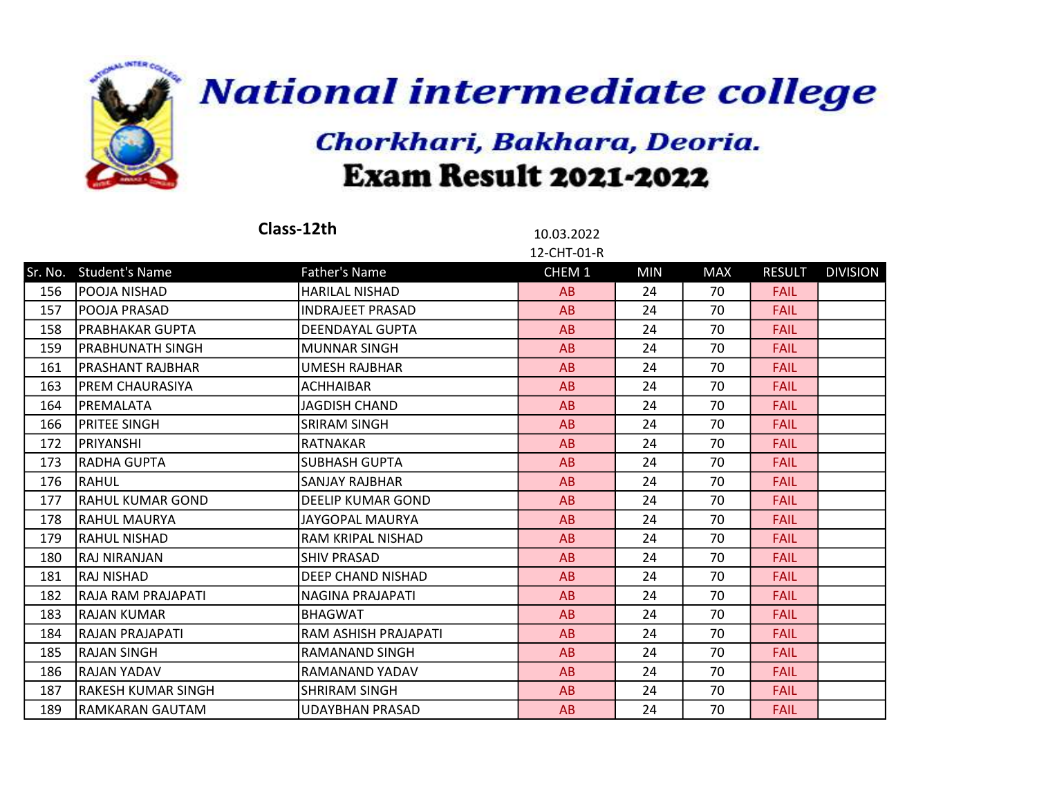# National intermediate college

## Chorkhari, Bakhara, Deoria.

## Exam Result 2021-2022

**Class-12th**

10.03.2022

12-CHT-01-R

| Sr. No. | Student's Name | Father's Name | CHEM 1 | MIN | MAX | RESULT | DIVISION |
|---|---|---|---|---|---|---|---|
| 156 | POOJA NISHAD | HARILAL NISHAD | AB | 24 | 70 | FAIL | |
| 157 | POOJA PRASAD | INDRAJEET PRASAD | AB | 24 | 70 | FAIL | |
| 158 | PRABHAKAR GUPTA | DEENDAYAL GUPTA | AB | 24 | 70 | FAIL | |
| 159 | PRABHUNATH SINGH | MUNNAR SINGH | AB | 24 | 70 | FAIL | |
| 161 | PRASHANT RAJBHAR | UMESH RAJBHAR | AB | 24 | 70 | FAIL | |
| 163 | PREM CHAURASIYA | ACHHAIBAR | AB | 24 | 70 | FAIL | |
| 164 | PREMALATA | JAGDISH CHAND | AB | 24 | 70 | FAIL | |
| 166 | PRITEE SINGH | SRIRAM SINGH | AB | 24 | 70 | FAIL | |
| 172 | PRIYANSHI | RATNAKAR | AB | 24 | 70 | FAIL | |
| 173 | RADHA GUPTA | SUBHASH GUPTA | AB | 24 | 70 | FAIL | |
| 176 | RAHUL | SANJAY RAJBHAR | AB | 24 | 70 | FAIL | |
| 177 | RAHUL KUMAR GOND | DEELIP KUMAR GOND | AB | 24 | 70 | FAIL | |
| 178 | RAHUL MAURYA | JAYGOPAL MAURYA | AB | 24 | 70 | FAIL | |
| 179 | RAHUL NISHAD | RAM KRIPAL NISHAD | AB | 24 | 70 | FAIL | |
| 180 | RAJ NIRANJAN | SHIV PRASAD | AB | 24 | 70 | FAIL | |
| 181 | RAJ NISHAD | DEEP CHAND NISHAD | AB | 24 | 70 | FAIL | |
| 182 | RAJA RAM PRAJAPATI | NAGINA PRAJAPATI | AB | 24 | 70 | FAIL | |
| 183 | RAJAN KUMAR | BHAGWAT | AB | 24 | 70 | FAIL | |
| 184 | RAJAN PRAJAPATI | RAM ASHISH PRAJAPATI | AB | 24 | 70 | FAIL | |
| 185 | RAJAN SINGH | RAMANAND SINGH | AB | 24 | 70 | FAIL | |
| 186 | RAJAN YADAV | RAMANAND YADAV | AB | 24 | 70 | FAIL | |
| 187 | RAKESH KUMAR SINGH | SHRIRAM SINGH | AB | 24 | 70 | FAIL | |
| 189 | RAMKARAN GAUTAM | UDAYBHAN PRASAD | AB | 24 | 70 | FAIL | |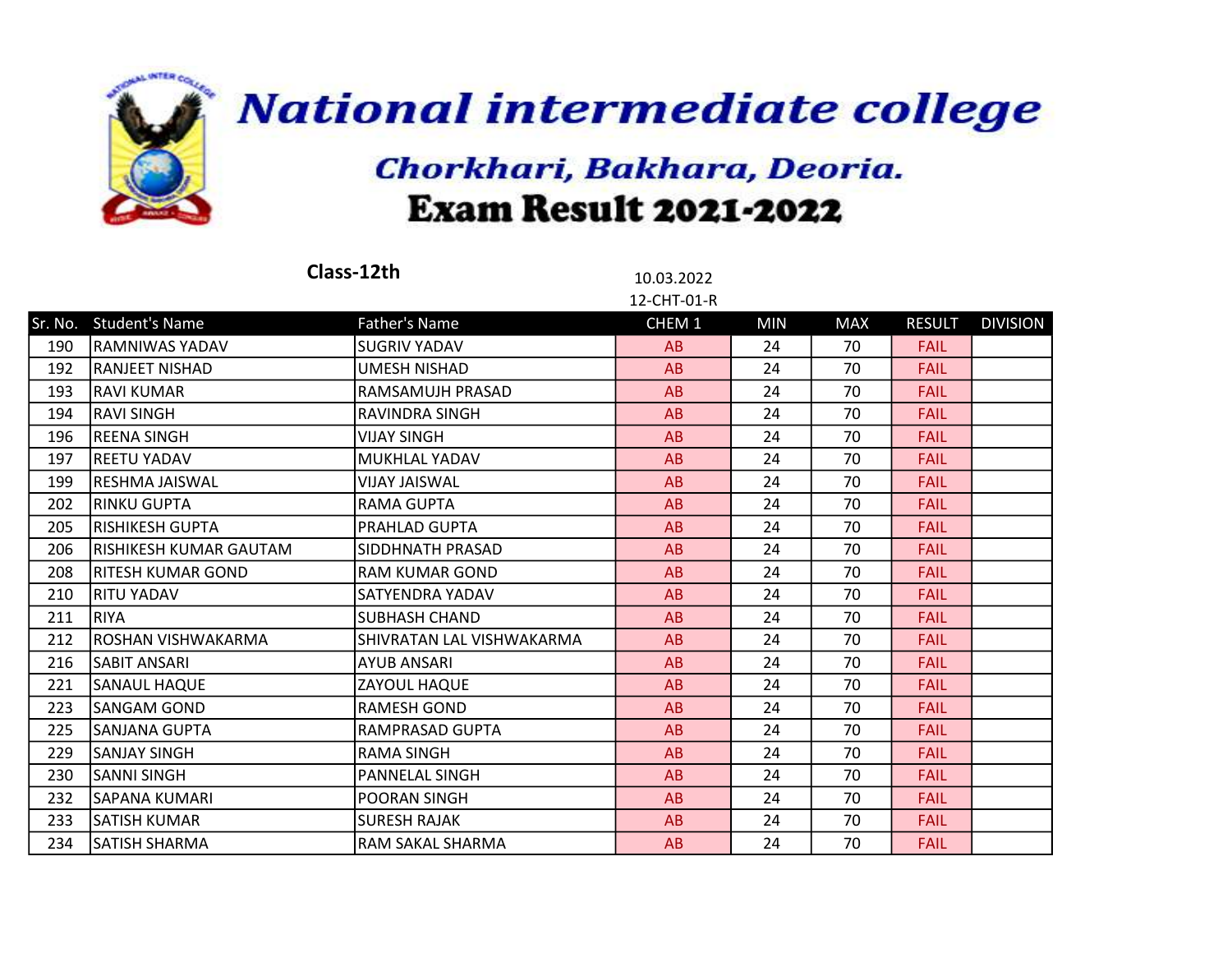# National intermediate college

## Chorkhari, Bakhara, Deoria.

## Exam Result 2021-2022

**Class-12th**

10.03.2022

12-CHT-01-R

| Sr. No. | Student's Name | Father's Name | CHEM 1 | MIN | MAX | RESULT | DIVISION |
|---|---|---|---|---|---|---|---|
| 190 | RAMNIWAS YADAV | SUGRIV YADAV | AB | 24 | 70 | FAIL | |
| 192 | RANJEET NISHAD | UMESH NISHAD | AB | 24 | 70 | FAIL | |
| 193 | RAVI KUMAR | RAMSAMUJH PRASAD | AB | 24 | 70 | FAIL | |
| 194 | RAVI SINGH | RAVINDRA SINGH | AB | 24 | 70 | FAIL | |
| 196 | REENA SINGH | VIJAY SINGH | AB | 24 | 70 | FAIL | |
| 197 | REETU YADAV | MUKHLAL YADAV | AB | 24 | 70 | FAIL | |
| 199 | RESHMA JAISWAL | VIJAY JAISWAL | AB | 24 | 70 | FAIL | |
| 202 | RINKU GUPTA | RAMA GUPTA | AB | 24 | 70 | FAIL | |
| 205 | RISHIKESH GUPTA | PRAHLAD GUPTA | AB | 24 | 70 | FAIL | |
| 206 | RISHIKESH KUMAR GAUTAM | SIDDHNATH PRASAD | AB | 24 | 70 | FAIL | |
| 208 | RITESH KUMAR GOND | RAM KUMAR GOND | AB | 24 | 70 | FAIL | |
| 210 | RITU YADAV | SATYENDRA YADAV | AB | 24 | 70 | FAIL | |
| 211 | RIYA | SUBHASH CHAND | AB | 24 | 70 | FAIL | |
| 212 | ROSHAN VISHWAKARMA | SHIVRATAN LAL VISHWAKARMA | AB | 24 | 70 | FAIL | |
| 216 | SABIT ANSARI | AYUB ANSARI | AB | 24 | 70 | FAIL | |
| 221 | SANAUL HAQUE | ZAYOUL HAQUE | AB | 24 | 70 | FAIL | |
| 223 | SANGAM GOND | RAMESH GOND | AB | 24 | 70 | FAIL | |
| 225 | SANJANA GUPTA | RAMPRASAD GUPTA | AB | 24 | 70 | FAIL | |
| 229 | SANJAY SINGH | RAMA SINGH | AB | 24 | 70 | FAIL | |
| 230 | SANNI SINGH | PANNELAL SINGH | AB | 24 | 70 | FAIL | |
| 232 | SAPANA KUMARI | POORAN SINGH | AB | 24 | 70 | FAIL | |
| 233 | SATISH KUMAR | SURESH RAJAK | AB | 24 | 70 | FAIL | |
| 234 | SATISH SHARMA | RAM SAKAL SHARMA | AB | 24 | 70 | FAIL | |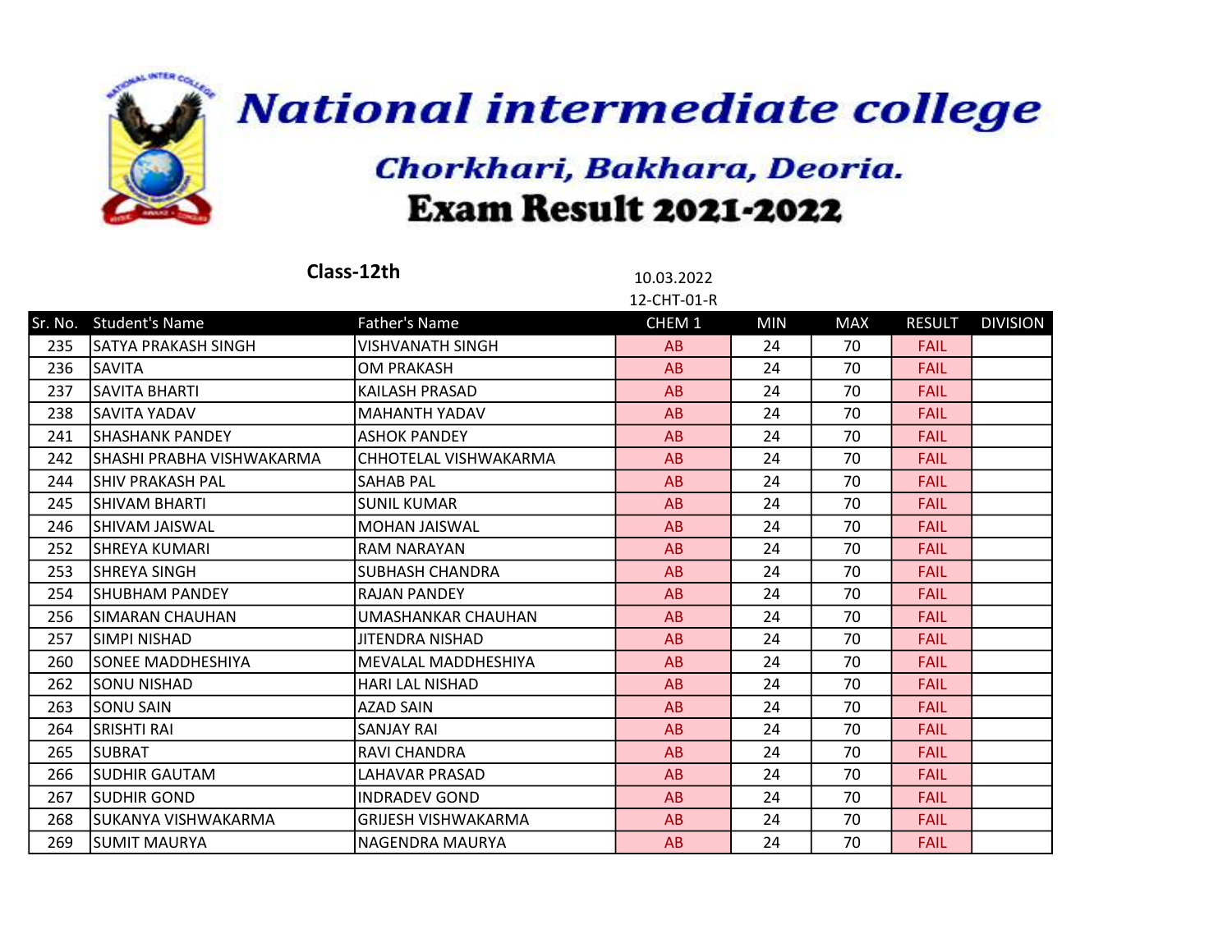# National intermediate college

## Chorkhari, Bakhara, Deoria.

## Exam Result 2021-2022

**Class-12th**

10.03.2022

12-CHT-01-R

| Sr. No. | Student's Name | Father's Name | CHEM 1 | MIN | MAX | RESULT | DIVISION |
|---|---|---|---|---|---|---|---|
| 235 | SATYA PRAKASH SINGH | VISHVANATH SINGH | AB | 24 | 70 | FAIL | |
| 236 | SAVITA | OM PRAKASH | AB | 24 | 70 | FAIL | |
| 237 | SAVITA BHARTI | KAILASH PRASAD | AB | 24 | 70 | FAIL | |
| 238 | SAVITA YADAV | MAHANTH YADAV | AB | 24 | 70 | FAIL | |
| 241 | SHASHANK PANDEY | ASHOK PANDEY | AB | 24 | 70 | FAIL | |
| 242 | SHASHI PRABHA VISHWAKARMA | CHHOTELAL VISHWAKARMA | AB | 24 | 70 | FAIL | |
| 244 | SHIV PRAKASH PAL | SAHAB PAL | AB | 24 | 70 | FAIL | |
| 245 | SHIVAM BHARTI | SUNIL KUMAR | AB | 24 | 70 | FAIL | |
| 246 | SHIVAM JAISWAL | MOHAN JAISWAL | AB | 24 | 70 | FAIL | |
| 252 | SHREYA KUMARI | RAM NARAYAN | AB | 24 | 70 | FAIL | |
| 253 | SHREYA SINGH | SUBHASH CHANDRA | AB | 24 | 70 | FAIL | |
| 254 | SHUBHAM PANDEY | RAJAN PANDEY | AB | 24 | 70 | FAIL | |
| 256 | SIMARAN CHAUHAN | UMASHANKAR CHAUHAN | AB | 24 | 70 | FAIL | |
| 257 | SIMPI NISHAD | JITENDRA NISHAD | AB | 24 | 70 | FAIL | |
| 260 | SONEE MADDHESHIYA | MEVALAL MADDHESHIYA | AB | 24 | 70 | FAIL | |
| 262 | SONU NISHAD | HARI LAL NISHAD | AB | 24 | 70 | FAIL | |
| 263 | SONU SAIN | AZAD SAIN | AB | 24 | 70 | FAIL | |
| 264 | SRISHTI RAI | SANJAY RAI | AB | 24 | 70 | FAIL | |
| 265 | SUBRAT | RAVI CHANDRA | AB | 24 | 70 | FAIL | |
| 266 | SUDHIR GAUTAM | LAHAVAR PRASAD | AB | 24 | 70 | FAIL | |
| 267 | SUDHIR GOND | INDRADEV GOND | AB | 24 | 70 | FAIL | |
| 268 | SUKANYA VISHWAKARMA | GRIJESH VISHWAKARMA | AB | 24 | 70 | FAIL | |
| 269 | SUMIT MAURYA | NAGENDRA MAURYA | AB | 24 | 70 | FAIL | |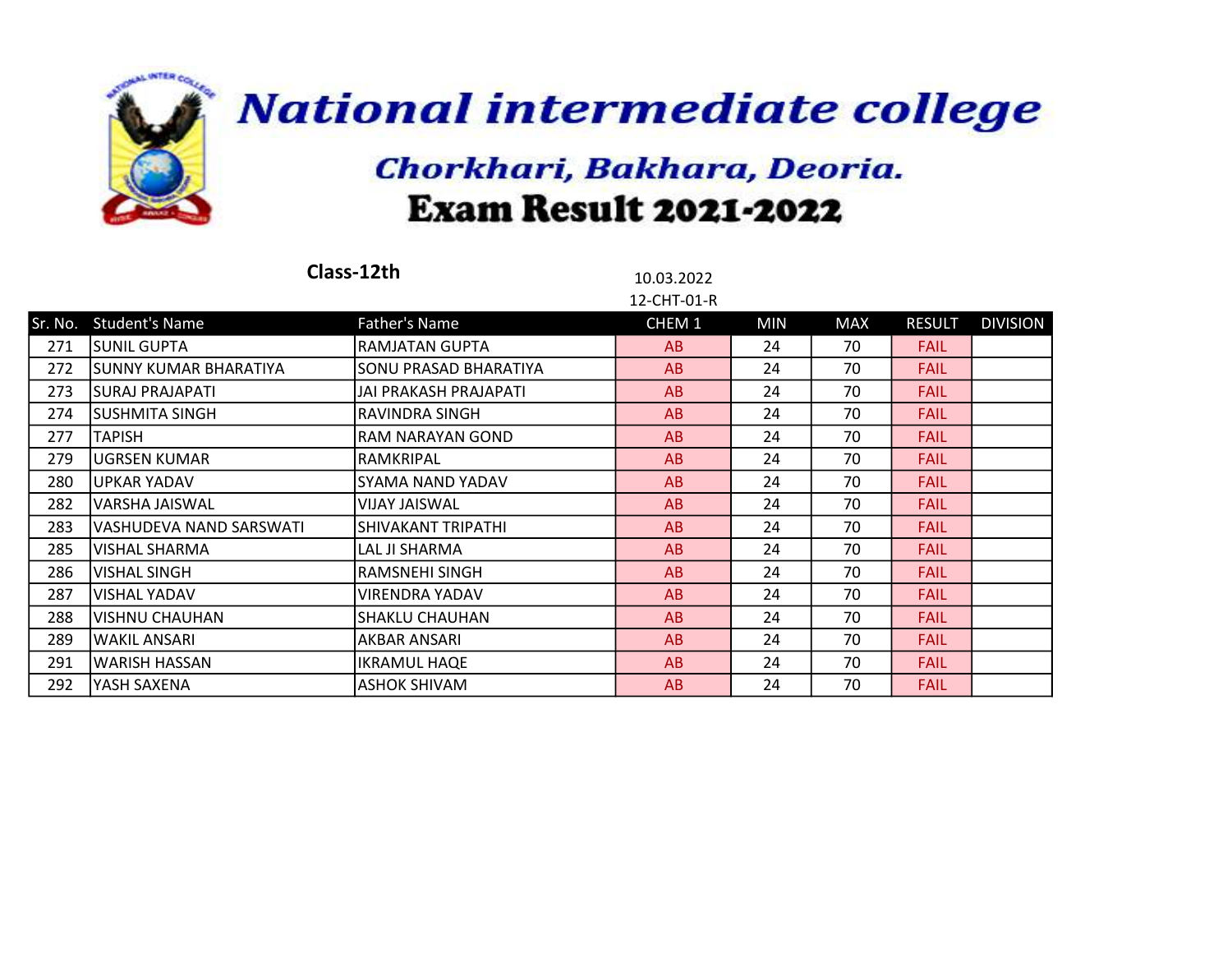# National intermediate college

## Chorkhari, Bakhara, Deoria.

## Exam Result 2021-2022

**Class-12th**

10.03.2022

12-CHT-01-R

| Sr. No. | Student's Name | Father's Name | CHEM 1 | MIN | MAX | RESULT | DIVISION |
|---|---|---|---|---|---|---|---|
| 271 | SUNIL GUPTA | RAMJATAN GUPTA | AB | 24 | 70 | FAIL | |
| 272 | SUNNY KUMAR BHARATIYA | SONU PRASAD BHARATIYA | AB | 24 | 70 | FAIL | |
| 273 | SURAJ PRAJAPATI | JAI PRAKASH PRAJAPATI | AB | 24 | 70 | FAIL | |
| 274 | SUSHMITA SINGH | RAVINDRA SINGH | AB | 24 | 70 | FAIL | |
| 277 | TAPISH | RAM NARAYAN GOND | AB | 24 | 70 | FAIL | |
| 279 | UGRSEN KUMAR | RAMKRIPAL | AB | 24 | 70 | FAIL | |
| 280 | UPKAR YADAV | SYAMA NAND YADAV | AB | 24 | 70 | FAIL | |
| 282 | VARSHA JAISWAL | VIJAY JAISWAL | AB | 24 | 70 | FAIL | |
| 283 | VASHUDEVA NAND SARSWATI | SHIVAKANT TRIPATHI | AB | 24 | 70 | FAIL | |
| 285 | VISHAL SHARMA | LAL JI SHARMA | AB | 24 | 70 | FAIL | |
| 286 | VISHAL SINGH | RAMSNEHI SINGH | AB | 24 | 70 | FAIL | |
| 287 | VISHAL YADAV | VIRENDRA YADAV | AB | 24 | 70 | FAIL | |
| 288 | VISHNU CHAUHAN | SHAKLU CHAUHAN | AB | 24 | 70 | FAIL | |
| 289 | WAKIL ANSARI | AKBAR ANSARI | AB | 24 | 70 | FAIL | |
| 291 | WARISH HASSAN | IKRAMUL HAQE | AB | 24 | 70 | FAIL | |
| 292 | YASH SAXENA | ASHOK SHIVAM | AB | 24 | 70 | FAIL | |